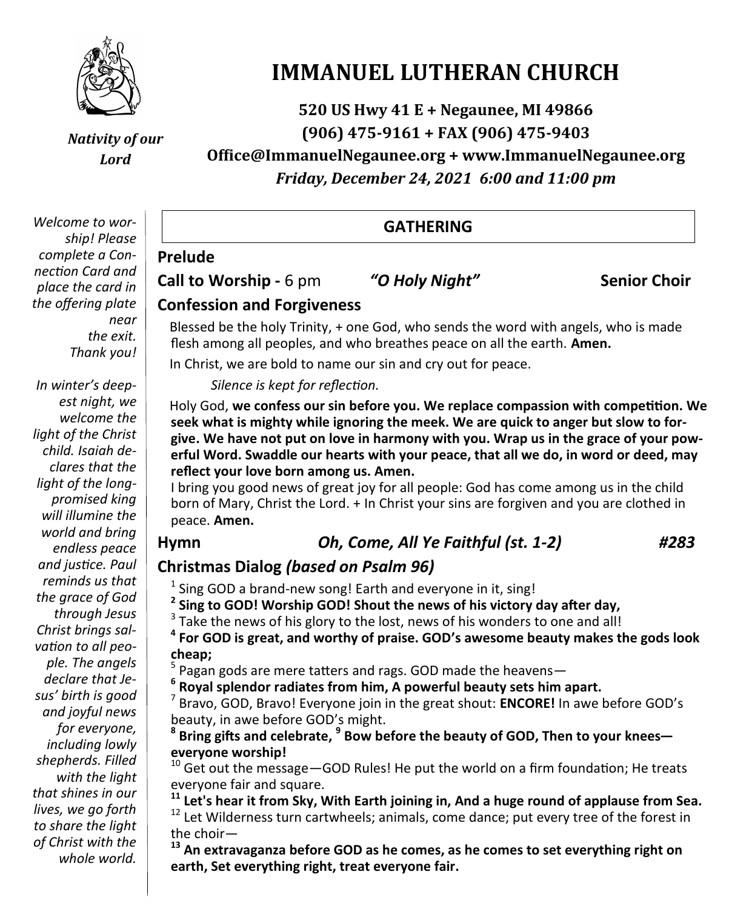# IMMANUEL LUTHERAN CHURCH

**520 US Hwy 41 E + Negaunee, MI 49866**
**(906) 475-9161 + FAX (906) 475-9403**
**Office@ImmanuelNegaunee.org + www.ImmanuelNegaunee.org**
***Friday, December 24, 2021 6:00 and 11:00 pm***

*Nativity of our Lord*

*Welcome to worship! Please complete a Connection Card and place the card in the offering plate near the exit. Thank you!*

*In winter's deepest night, we welcome the light of the Christ child. Isaiah declares that the light of the long-promised king will illumine the world and bring endless peace and justice. Paul reminds us that the grace of God through Jesus Christ brings salvation to all people. The angels declare that Jesus' birth is good and joyful news for everyone, including lowly shepherds. Filled with the light that shines in our lives, we go forth to share the light of Christ with the whole world.*

## GATHERING

**Prelude**

**Call to Worship -** 6 pm ***"O Holy Night"*** **Senior Choir**

**Confession and Forgiveness**

Blessed be the holy Trinity, + one God, who sends the word with angels, who is made flesh among all peoples, and who breathes peace on all the earth. **Amen.**

In Christ, we are bold to name our sin and cry out for peace.

*Silence is kept for reflection.*

Holy God, **we confess our sin before you. We replace compassion with competition. We seek what is mighty while ignoring the meek. We are quick to anger but slow to forgive. We have not put on love in harmony with you. Wrap us in the grace of your powerful Word. Swaddle our hearts with your peace, that all we do, in word or deed, may reflect your love born among us. Amen.**

I bring you good news of great joy for all people: God has come among us in the child born of Mary, Christ the Lord. + In Christ your sins are forgiven and you are clothed in peace. **Amen.**

**Hymn** ***Oh, Come, All Ye Faithful (st. 1-2)*** ***#283***

**Christmas Dialog *(based on Psalm 96)***

1 Sing GOD a brand-new song! Earth and everyone in it, sing!

**2 Sing to GOD! Worship GOD! Shout the news of his victory day after day,**

3 Take the news of his glory to the lost, news of his wonders to one and all!

**4 For GOD is great, and worthy of praise. GOD's awesome beauty makes the gods look cheap;**

5 Pagan gods are mere tatters and rags. GOD made the heavens—

**6 Royal splendor radiates from him, A powerful beauty sets him apart.**

7 Bravo, GOD, Bravo! Everyone join in the great shout: **ENCORE!** In awe before GOD's beauty, in awe before GOD's might.

**8 Bring gifts and celebrate, 9 Bow before the beauty of GOD, Then to your knees—everyone worship!**

10 Get out the message—GOD Rules! He put the world on a firm foundation; He treats everyone fair and square.

**11 Let's hear it from Sky, With Earth joining in, And a huge round of applause from Sea.**

12 Let Wilderness turn cartwheels; animals, come dance; put every tree of the forest in the choir—

**13 An extravaganza before GOD as he comes, as he comes to set everything right on earth, Set everything right, treat everyone fair.**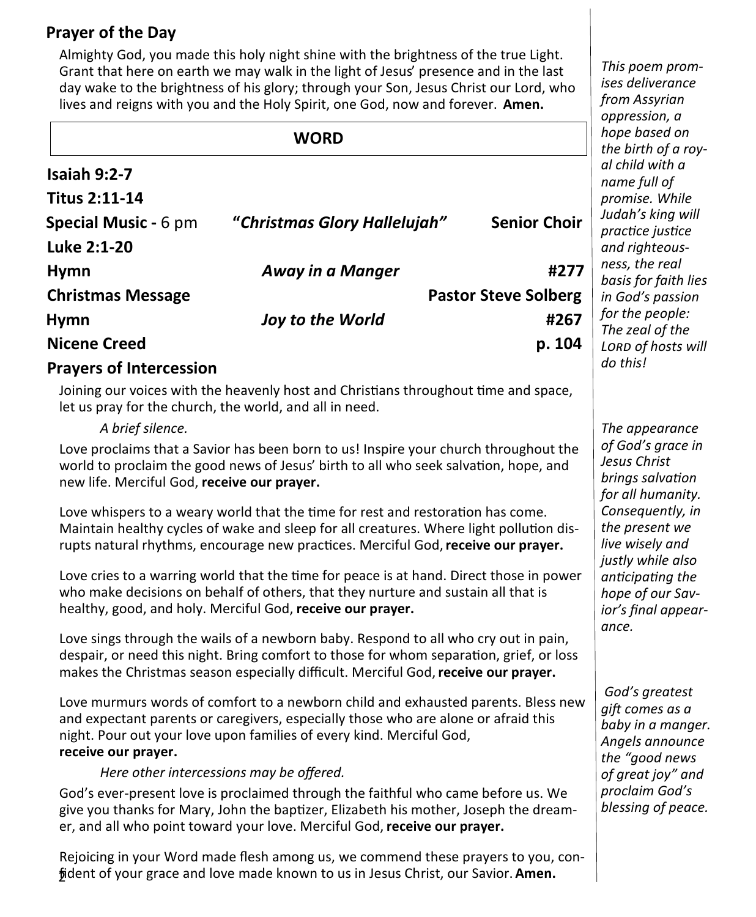## Prayer of the Day

Almighty God, you made this holy night shine with the brightness of the true Light. Grant that here on earth we may walk in the light of Jesus' presence and in the last day wake to the brightness of his glory; through your Son, Jesus Christ our Lord, who lives and reigns with you and the Holy Spirit, one God, now and forever. **Amen.**

## WORD

**Isaiah 9:2-7**

*This poem promises deliverance from Assyrian oppression, a hope based on the birth of a royal child with a name full of promise. While Judah's king will practice justice and righteousness, the real basis for faith lies in God's passion for the people: The zeal of the LORD of hosts will do this!*

**Titus 2:11-14**

*The appearance of God's grace in Jesus Christ brings salvation for all humanity. Consequently, in the present we live wisely and justly while also anticipating the hope of our Savior's final appearance.*

**Special Music -** 6 pm — **"*Christmas Glory Hallelujah*"** — **Senior Choir**

**Luke 2:1-20**

*God's greatest gift comes as a baby in a manger. Angels announce the "good news of great joy" and proclaim God's blessing of peace.*

**Hymn** — ***Away in a Manger*** — **#277**

**Christmas Message** — **Pastor Steve Solberg**

**Hymn** — ***Joy to the World*** — **#267**

**Nicene Creed** — **p. 104**

## Prayers of Intercession

Joining our voices with the heavenly host and Christians throughout time and space, let us pray for the church, the world, and all in need.

*A brief silence.*

Love proclaims that a Savior has been born to us! Inspire your church throughout the world to proclaim the good news of Jesus' birth to all who seek salvation, hope, and new life. Merciful God, **receive our prayer.**

Love whispers to a weary world that the time for rest and restoration has come. Maintain healthy cycles of wake and sleep for all creatures. Where light pollution disrupts natural rhythms, encourage new practices. Merciful God, **receive our prayer.**

Love cries to a warring world that the time for peace is at hand. Direct those in power who make decisions on behalf of others, that they nurture and sustain all that is healthy, good, and holy. Merciful God, **receive our prayer.**

Love sings through the wails of a newborn baby. Respond to all who cry out in pain, despair, or need this night. Bring comfort to those for whom separation, grief, or loss makes the Christmas season especially difficult. Merciful God, **receive our prayer.**

Love murmurs words of comfort to a newborn child and exhausted parents. Bless new and expectant parents or caregivers, especially those who are alone or afraid this night. Pour out your love upon families of every kind. Merciful God, **receive our prayer.**

*Here other intercessions may be offered.*

God's ever-present love is proclaimed through the faithful who came before us. We give you thanks for Mary, John the baptizer, Elizabeth his mother, Joseph the dreamer, and all who point toward your love. Merciful God, **receive our prayer.**

Rejoicing in your Word made flesh among us, we commend these prayers to you, confident of your grace and love made known to us in Jesus Christ, our Savior. **Amen.**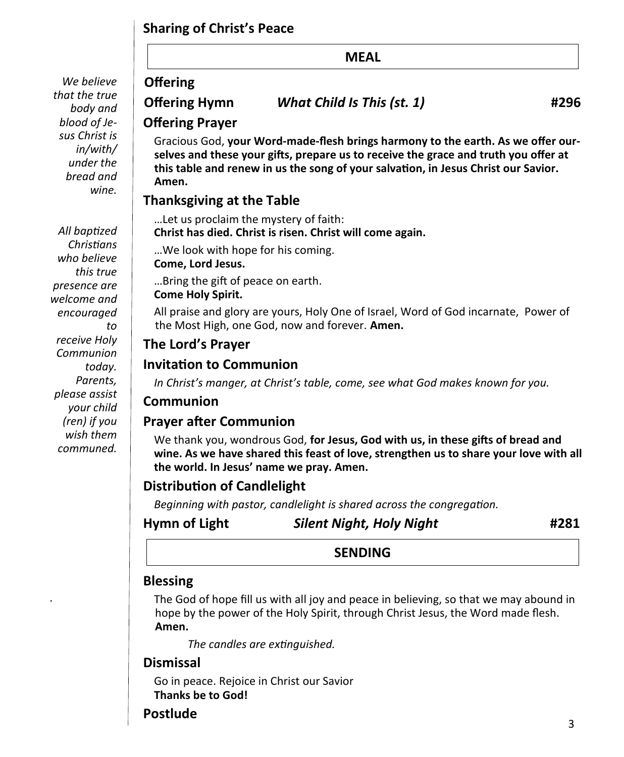## Sharing of Christ's Peace

## MEAL

*We believe that the true body and blood of Jesus Christ is in/with/ under the bread and wine.*

*All baptized Christians who believe this true presence are welcome and encouraged to receive Holy Communion today. Parents, please assist your child (ren) if you wish them communed.*

### Offering

### Offering Hymn *What Child Is This (st. 1)* #296

### Offering Prayer

Gracious God, **your Word-made-flesh brings harmony to the earth. As we offer ourselves and these your gifts, prepare us to receive the grace and truth you offer at this table and renew in us the song of your salvation, in Jesus Christ our Savior. Amen.**

### Thanksgiving at the Table

…Let us proclaim the mystery of faith:
**Christ has died. Christ is risen. Christ will come again.**

…We look with hope for his coming.
**Come, Lord Jesus.**

…Bring the gift of peace on earth.
**Come Holy Spirit.**

All praise and glory are yours, Holy One of Israel, Word of God incarnate, Power of the Most High, one God, now and forever. **Amen.**

### The Lord's Prayer

### Invitation to Communion

*In Christ's manger, at Christ's table, come, see what God makes known for you.*

### Communion

### Prayer after Communion

We thank you, wondrous God, **for Jesus, God with us, in these gifts of bread and wine. As we have shared this feast of love, strengthen us to share your love with all the world. In Jesus' name we pray. Amen.**

### Distribution of Candlelight

*Beginning with pastor, candlelight is shared across the congregation.*

### Hymn of Light *Silent Night, Holy Night* #281

## SENDING

### Blessing

The God of hope fill us with all joy and peace in believing, so that we may abound in hope by the power of the Holy Spirit, through Christ Jesus, the Word made flesh. **Amen.**

*The candles are extinguished.*

### Dismissal

Go in peace. Rejoice in Christ our Savior
**Thanks be to God!**

### Postlude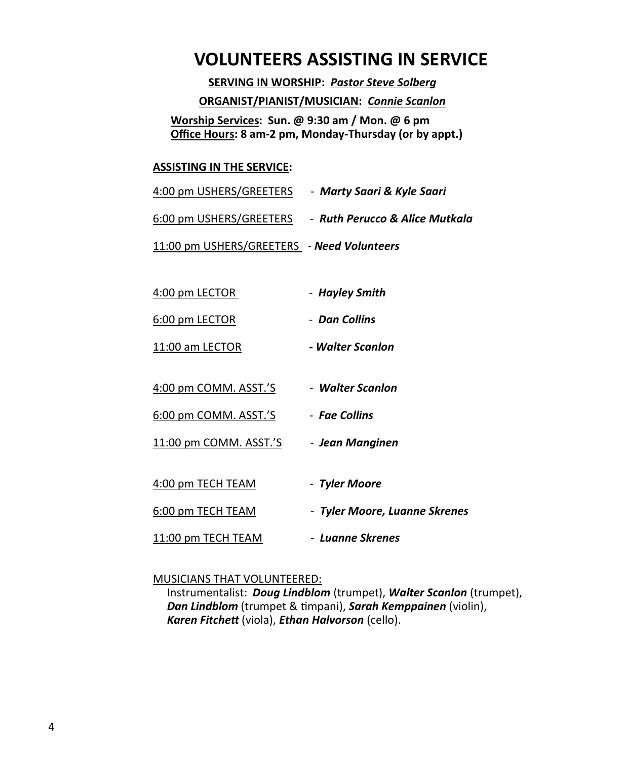# VOLUNTEERS ASSISTING IN SERVICE

**SERVING IN WORSHIP:** ***Pastor Steve Solberg***

**ORGANIST/PIANIST/MUSICIAN:** ***Connie Scanlon***

**Worship Services: Sun. @ 9:30 am / Mon. @ 6 pm**
**Office Hours: 8 am-2 pm, Monday-Thursday (or by appt.)**

**ASSISTING IN THE SERVICE:**

4:00 pm USHERS/GREETERS - ***Marty Saari & Kyle Saari***

6:00 pm USHERS/GREETERS - ***Ruth Perucco & Alice Mutkala***

11:00 pm USHERS/GREETERS - ***Need Volunteers***

4:00 pm LECTOR - ***Hayley Smith***

6:00 pm LECTOR - ***Dan Collins***

11:00 am LECTOR - ***Walter Scanlon***

4:00 pm COMM. ASST.'S - ***Walter Scanlon***

6:00 pm COMM. ASST.'S - ***Fae Collins***

11:00 pm COMM. ASST.'S - ***Jean Manginen***

4:00 pm TECH TEAM - ***Tyler Moore***

6:00 pm TECH TEAM - ***Tyler Moore, Luanne Skrenes***

11:00 pm TECH TEAM - ***Luanne Skrenes***

MUSICIANS THAT VOLUNTEERED:

Instrumentalist: ***Doug Lindblom*** (trumpet), ***Walter Scanlon*** (trumpet), ***Dan Lindblom*** (trumpet & timpani), ***Sarah Kemppainen*** (violin), ***Karen Fitchett*** (viola), ***Ethan Halvorson*** (cello).